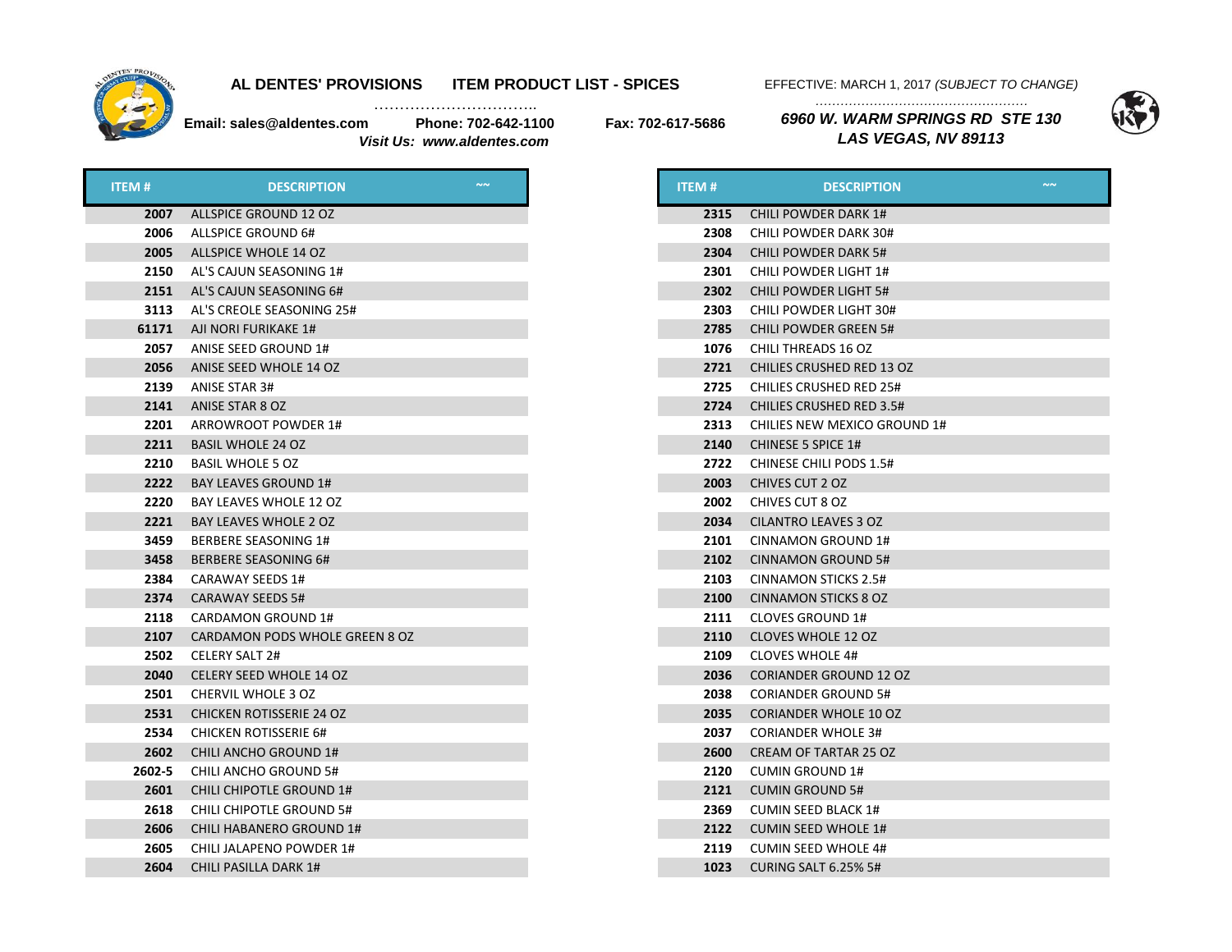**AL DENTES' PROVISIONS** **ITEM PRODUCT LIST - SPICES**

EFFECTIVE: MARCH 1, 2017 *(SUBJECT TO CHANGE)*

**Email: sales@aldentes.com** **Phone: 702-642-1100** **Fax: 702-617-5686**

***Visit Us: www.aldentes.com***

***6960 W. WARM SPRINGS RD STE 130***
***LAS VEGAS, NV 89113***

| ITEM # | DESCRIPTION | ~~ |
|---|---|---|
| 2007 | ALLSPICE GROUND 12 OZ | |
| 2006 | ALLSPICE GROUND 6# | |
| 2005 | ALLSPICE WHOLE 14 OZ | |
| 2150 | AL'S CAJUN SEASONING 1# | |
| 2151 | AL'S CAJUN SEASONING 6# | |
| 3113 | AL'S CREOLE SEASONING 25# | |
| 61171 | AJI NORI FURIKAKE 1# | |
| 2057 | ANISE SEED GROUND 1# | |
| 2056 | ANISE SEED WHOLE 14 OZ | |
| 2139 | ANISE STAR 3# | |
| 2141 | ANISE STAR 8 OZ | |
| 2201 | ARROWROOT POWDER 1# | |
| 2211 | BASIL WHOLE 24 OZ | |
| 2210 | BASIL WHOLE 5 OZ | |
| 2222 | BAY LEAVES GROUND 1# | |
| 2220 | BAY LEAVES WHOLE 12 OZ | |
| 2221 | BAY LEAVES WHOLE 2 OZ | |
| 3459 | BERBERE SEASONING 1# | |
| 3458 | BERBERE SEASONING 6# | |
| 2384 | CARAWAY SEEDS 1# | |
| 2374 | CARAWAY SEEDS 5# | |
| 2118 | CARDAMON GROUND 1# | |
| 2107 | CARDAMON PODS WHOLE GREEN 8 OZ | |
| 2502 | CELERY SALT 2# | |
| 2040 | CELERY SEED WHOLE 14 OZ | |
| 2501 | CHERVIL WHOLE 3 OZ | |
| 2531 | CHICKEN ROTISSERIE 24 OZ | |
| 2534 | CHICKEN ROTISSERIE 6# | |
| 2602 | CHILI ANCHO GROUND 1# | |
| 2602-5 | CHILI ANCHO GROUND 5# | |
| 2601 | CHILI CHIPOTLE GROUND 1# | |
| 2618 | CHILI CHIPOTLE GROUND 5# | |
| 2606 | CHILI HABANERO GROUND 1# | |
| 2605 | CHILI JALAPENO POWDER 1# | |
| 2604 | CHILI PASILLA DARK 1# | |
| 2315 | CHILI POWDER DARK 1# | |
| 2308 | CHILI POWDER DARK 30# | |
| 2304 | CHILI POWDER DARK 5# | |
| 2301 | CHILI POWDER LIGHT 1# | |
| 2302 | CHILI POWDER LIGHT 5# | |
| 2303 | CHILI POWDER LIGHT 30# | |
| 2785 | CHILI POWDER GREEN 5# | |
| 1076 | CHILI THREADS 16 OZ | |
| 2721 | CHILIES CRUSHED RED 13 OZ | |
| 2725 | CHILIES CRUSHED RED 25# | |
| 2724 | CHILIES CRUSHED RED 3.5# | |
| 2313 | CHILIES NEW MEXICO GROUND 1# | |
| 2140 | CHINESE 5 SPICE 1# | |
| 2722 | CHINESE CHILI PODS 1.5# | |
| 2003 | CHIVES CUT 2 OZ | |
| 2002 | CHIVES CUT 8 OZ | |
| 2034 | CILANTRO LEAVES 3 OZ | |
| 2101 | CINNAMON GROUND 1# | |
| 2102 | CINNAMON GROUND 5# | |
| 2103 | CINNAMON STICKS 2.5# | |
| 2100 | CINNAMON STICKS 8 OZ | |
| 2111 | CLOVES GROUND 1# | |
| 2110 | CLOVES WHOLE 12 OZ | |
| 2109 | CLOVES WHOLE 4# | |
| 2036 | CORIANDER GROUND 12 OZ | |
| 2038 | CORIANDER GROUND 5# | |
| 2035 | CORIANDER WHOLE 10 OZ | |
| 2037 | CORIANDER WHOLE 3# | |
| 2600 | CREAM OF TARTAR 25 OZ | |
| 2120 | CUMIN GROUND 1# | |
| 2121 | CUMIN GROUND 5# | |
| 2369 | CUMIN SEED BLACK 1# | |
| 2122 | CUMIN SEED WHOLE 1# | |
| 2119 | CUMIN SEED WHOLE 4# | |
| 1023 | CURING SALT 6.25% 5# | |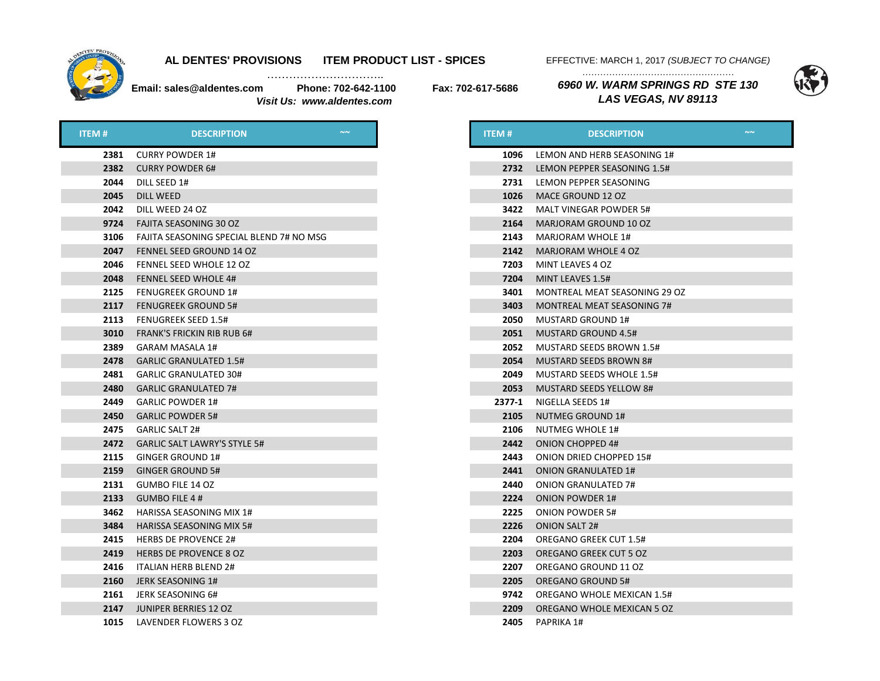**AL DENTES' PROVISIONS** **ITEM PRODUCT LIST - SPICES**

EFFECTIVE: MARCH 1, 2017 *(SUBJECT TO CHANGE)*

**Email: sales@aldentes.com** **Phone: 702-642-1100** **Fax: 702-617-5686**

***Visit Us: www.aldentes.com***

***6960 W. WARM SPRINGS RD STE 130***
***LAS VEGAS, NV 89113***

| ITEM # | DESCRIPTION | ~~ |
|---|---|---|
| **2381** | CURRY POWDER 1# | |
| **2382** | CURRY POWDER 6# | |
| **2044** | DILL SEED 1# | |
| **2045** | DILL WEED | |
| **2042** | DILL WEED 24 OZ | |
| **9724** | FAJITA SEASONING 30 OZ | |
| **3106** | FAJITA SEASONING SPECIAL BLEND 7# NO MSG | |
| **2047** | FENNEL SEED GROUND 14 OZ | |
| **2046** | FENNEL SEED WHOLE 12 OZ | |
| **2048** | FENNEL SEED WHOLE 4# | |
| **2125** | FENUGREEK GROUND 1# | |
| **2117** | FENUGREEK GROUND 5# | |
| **2113** | FENUGREEK SEED 1.5# | |
| **3010** | FRANK'S FRICKIN RIB RUB 6# | |
| **2389** | GARAM MASALA 1# | |
| **2478** | GARLIC GRANULATED 1.5# | |
| **2481** | GARLIC GRANULATED 30# | |
| **2480** | GARLIC GRANULATED 7# | |
| **2449** | GARLIC POWDER 1# | |
| **2450** | GARLIC POWDER 5# | |
| **2475** | GARLIC SALT 2# | |
| **2472** | GARLIC SALT LAWRY'S STYLE 5# | |
| **2115** | GINGER GROUND 1# | |
| **2159** | GINGER GROUND 5# | |
| **2131** | GUMBO FILE 14 OZ | |
| **2133** | GUMBO FILE 4 # | |
| **3462** | HARISSA SEASONING MIX 1# | |
| **3484** | HARISSA SEASONING MIX 5# | |
| **2415** | HERBS DE PROVENCE 2# | |
| **2419** | HERBS DE PROVENCE 8 OZ | |
| **2416** | ITALIAN HERB BLEND 2# | |
| **2160** | JERK SEASONING 1# | |
| **2161** | JERK SEASONING 6# | |
| **2147** | JUNIPER BERRIES 12 OZ | |
| **1015** | LAVENDER FLOWERS 3 OZ | |
| **1096** | LEMON AND HERB SEASONING 1# | |
| **2732** | LEMON PEPPER SEASONING 1.5# | |
| **2731** | LEMON PEPPER SEASONING | |
| **1026** | MACE GROUND 12 OZ | |
| **3422** | MALT VINEGAR POWDER 5# | |
| **2164** | MARJORAM GROUND 10 OZ | |
| **2143** | MARJORAM WHOLE 1# | |
| **2142** | MARJORAM WHOLE 4 OZ | |
| **7203** | MINT LEAVES 4 OZ | |
| **7204** | MINT LEAVES 1.5# | |
| **3401** | MONTREAL MEAT SEASONING 29 OZ | |
| **3403** | MONTREAL MEAT SEASONING 7# | |
| **2050** | MUSTARD GROUND 1# | |
| **2051** | MUSTARD GROUND 4.5# | |
| **2052** | MUSTARD SEEDS BROWN 1.5# | |
| **2054** | MUSTARD SEEDS BROWN 8# | |
| **2049** | MUSTARD SEEDS WHOLE 1.5# | |
| **2053** | MUSTARD SEEDS YELLOW 8# | |
| **2377-1** | NIGELLA SEEDS 1# | |
| **2105** | NUTMEG GROUND 1# | |
| **2106** | NUTMEG WHOLE 1# | |
| **2442** | ONION CHOPPED 4# | |
| **2443** | ONION DRIED CHOPPED 15# | |
| **2441** | ONION GRANULATED 1# | |
| **2440** | ONION GRANULATED 7# | |
| **2224** | ONION POWDER 1# | |
| **2225** | ONION POWDER 5# | |
| **2226** | ONION SALT 2# | |
| **2204** | OREGANO GREEK CUT 1.5# | |
| **2203** | OREGANO GREEK CUT 5 OZ | |
| **2207** | OREGANO GROUND 11 OZ | |
| **2205** | OREGANO GROUND 5# | |
| **9742** | OREGANO WHOLE MEXICAN 1.5# | |
| **2209** | OREGANO WHOLE MEXICAN 5 OZ | |
| **2405** | PAPRIKA 1# | |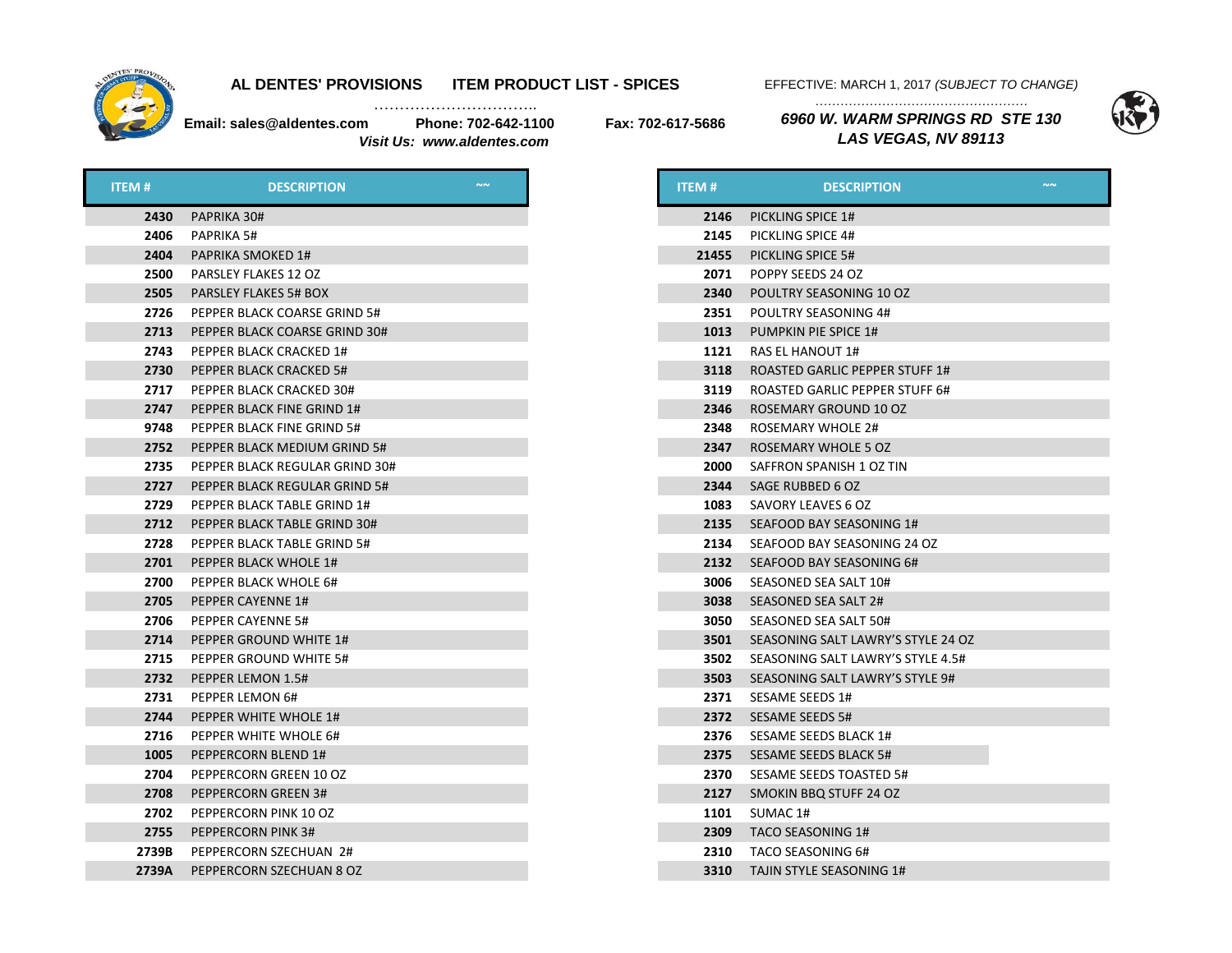# AL DENTES' PROVISIONS ITEM PRODUCT LIST - SPICES

EFFECTIVE: MARCH 1, 2017 *(SUBJECT TO CHANGE)*

**Email: sales@aldentes.com** **Phone: 702-642-1100** **Fax: 702-617-5686**

***Visit Us: www.aldentes.com***

***6960 W. WARM SPRINGS RD STE 130***
***LAS VEGAS, NV 89113***

| ITEM # | DESCRIPTION | ~~ |
|---|---|---|
| 2430 | PAPRIKA 30# | |
| 2406 | PAPRIKA 5# | |
| 2404 | PAPRIKA SMOKED 1# | |
| 2500 | PARSLEY FLAKES 12 OZ | |
| 2505 | PARSLEY FLAKES 5# BOX | |
| 2726 | PEPPER BLACK COARSE GRIND 5# | |
| 2713 | PEPPER BLACK COARSE GRIND 30# | |
| 2743 | PEPPER BLACK CRACKED 1# | |
| 2730 | PEPPER BLACK CRACKED 5# | |
| 2717 | PEPPER BLACK CRACKED 30# | |
| 2747 | PEPPER BLACK FINE GRIND 1# | |
| 9748 | PEPPER BLACK FINE GRIND 5# | |
| 2752 | PEPPER BLACK MEDIUM GRIND 5# | |
| 2735 | PEPPER BLACK REGULAR GRIND 30# | |
| 2727 | PEPPER BLACK REGULAR GRIND 5# | |
| 2729 | PEPPER BLACK TABLE GRIND 1# | |
| 2712 | PEPPER BLACK TABLE GRIND 30# | |
| 2728 | PEPPER BLACK TABLE GRIND 5# | |
| 2701 | PEPPER BLACK WHOLE 1# | |
| 2700 | PEPPER BLACK WHOLE 6# | |
| 2705 | PEPPER CAYENNE 1# | |
| 2706 | PEPPER CAYENNE 5# | |
| 2714 | PEPPER GROUND WHITE 1# | |
| 2715 | PEPPER GROUND WHITE 5# | |
| 2732 | PEPPER LEMON 1.5# | |
| 2731 | PEPPER LEMON 6# | |
| 2744 | PEPPER WHITE WHOLE 1# | |
| 2716 | PEPPER WHITE WHOLE 6# | |
| 1005 | PEPPERCORN BLEND 1# | |
| 2704 | PEPPERCORN GREEN 10 OZ | |
| 2708 | PEPPERCORN GREEN 3# | |
| 2702 | PEPPERCORN PINK 10 OZ | |
| 2755 | PEPPERCORN PINK 3# | |
| 2739B | PEPPERCORN SZECHUAN 2# | |
| 2739A | PEPPERCORN SZECHUAN 8 OZ | |
| 2146 | PICKLING SPICE 1# | |
| 2145 | PICKLING SPICE 4# | |
| 21455 | PICKLING SPICE 5# | |
| 2071 | POPPY SEEDS 24 OZ | |
| 2340 | POULTRY SEASONING 10 OZ | |
| 2351 | POULTRY SEASONING 4# | |
| 1013 | PUMPKIN PIE SPICE 1# | |
| 1121 | RAS EL HANOUT 1# | |
| 3118 | ROASTED GARLIC PEPPER STUFF 1# | |
| 3119 | ROASTED GARLIC PEPPER STUFF 6# | |
| 2346 | ROSEMARY GROUND 10 OZ | |
| 2348 | ROSEMARY WHOLE 2# | |
| 2347 | ROSEMARY WHOLE 5 OZ | |
| 2000 | SAFFRON SPANISH 1 OZ TIN | |
| 2344 | SAGE RUBBED 6 OZ | |
| 1083 | SAVORY LEAVES 6 OZ | |
| 2135 | SEAFOOD BAY SEASONING 1# | |
| 2134 | SEAFOOD BAY SEASONING 24 OZ | |
| 2132 | SEAFOOD BAY SEASONING 6# | |
| 3006 | SEASONED SEA SALT 10# | |
| 3038 | SEASONED SEA SALT 2# | |
| 3050 | SEASONED SEA SALT 50# | |
| 3501 | SEASONING SALT LAWRY'S STYLE 24 OZ | |
| 3502 | SEASONING SALT LAWRY'S STYLE 4.5# | |
| 3503 | SEASONING SALT LAWRY'S STYLE 9# | |
| 2371 | SESAME SEEDS 1# | |
| 2372 | SESAME SEEDS 5# | |
| 2376 | SESAME SEEDS BLACK 1# | |
| 2375 | SESAME SEEDS BLACK 5# | |
| 2370 | SESAME SEEDS TOASTED 5# | |
| 2127 | SMOKIN BBQ STUFF 24 OZ | |
| 1101 | SUMAC 1# | |
| 2309 | TACO SEASONING 1# | |
| 2310 | TACO SEASONING 6# | |
| 3310 | TAJIN STYLE SEASONING 1# | |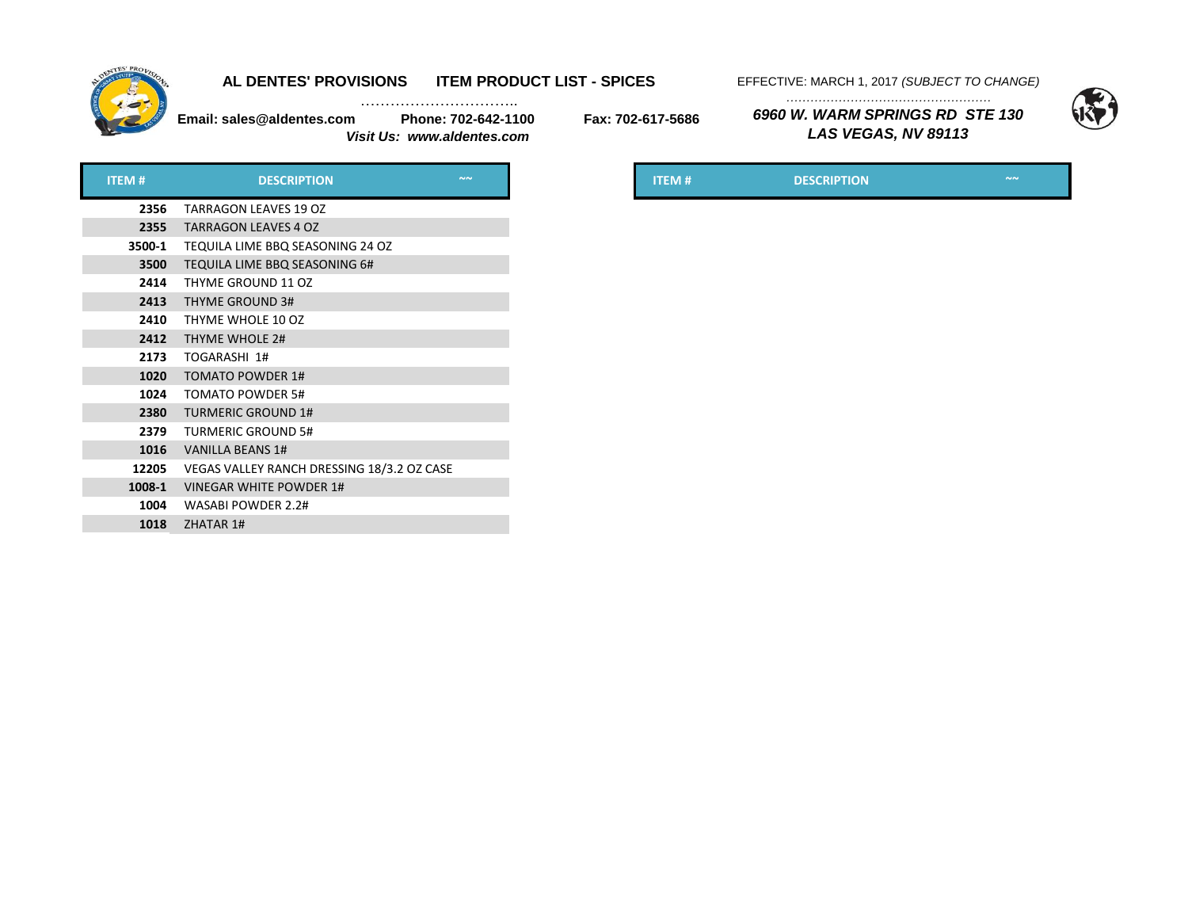**AL DENTES' PROVISIONS** **ITEM PRODUCT LIST - SPICES**

EFFECTIVE: MARCH 1, 2017 *(SUBJECT TO CHANGE)*

**Email: sales@aldentes.com** **Phone: 702-642-1100** **Fax: 702-617-5686**

***Visit Us: www.aldentes.com***

***6960 W. WARM SPRINGS RD STE 130***
***LAS VEGAS, NV 89113***

| ITEM # | DESCRIPTION | ~~ |
|---|---|---|
| **2356** | TARRAGON LEAVES 19 OZ | |
| **2355** | TARRAGON LEAVES 4 OZ | |
| **3500-1** | TEQUILA LIME BBQ SEASONING 24 OZ | |
| **3500** | TEQUILA LIME BBQ SEASONING 6# | |
| **2414** | THYME GROUND 11 OZ | |
| **2413** | THYME GROUND 3# | |
| **2410** | THYME WHOLE 10 OZ | |
| **2412** | THYME WHOLE 2# | |
| **2173** | TOGARASHI 1# | |
| **1020** | TOMATO POWDER 1# | |
| **1024** | TOMATO POWDER 5# | |
| **2380** | TURMERIC GROUND 1# | |
| **2379** | TURMERIC GROUND 5# | |
| **1016** | VANILLA BEANS 1# | |
| **12205** | VEGAS VALLEY RANCH DRESSING 18/3.2 OZ CASE | |
| **1008-1** | VINEGAR WHITE POWDER 1# | |
| **1004** | WASABI POWDER 2.2# | |
| **1018** | ZHATAR 1# | |

| ITEM # | DESCRIPTION | ~~ |
|---|---|---|